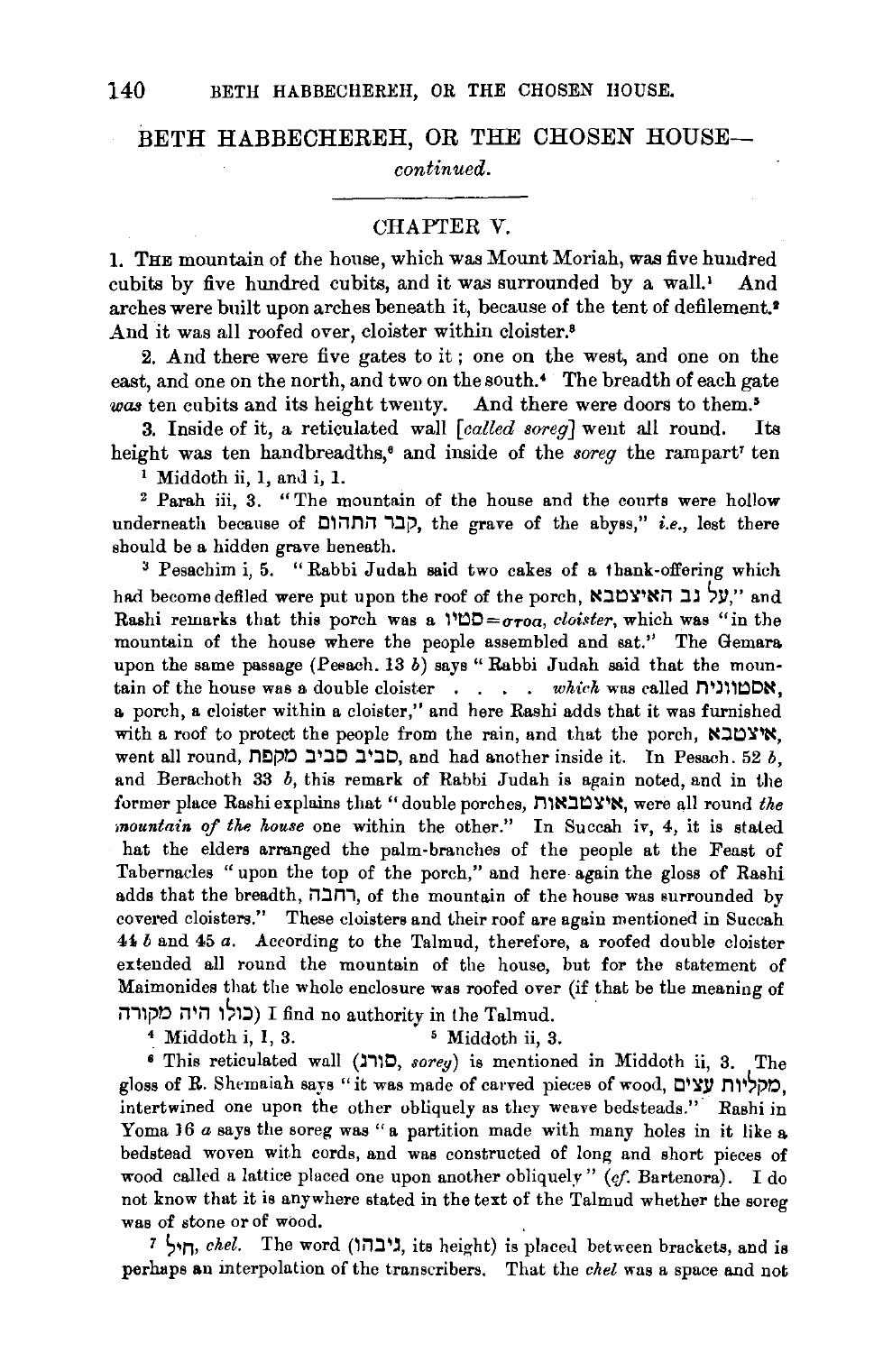## BETH HABBECHEREH, OR THE CHOSEN HOUSE—

*continued.*

### CHAPTER V.

1. The mountain of the house, which was Mount Moriah, was five hundred cubits by five hundred cubits, and it was surrounded by a wall.[1] And arches were built upon arches beneath it, because of the tent of defilement.[2] And it was all roofed over, cloister within cloister.[3]

2. And there were five gates to it; one on the west, and one on the east, and one on the north, and two on the south.[4] The breadth of each gate *was* ten cubits and its height twenty. And there were doors to them.[5]

3. Inside of it, a reticulated wall [*called soreg*] went all round. Its height was ten handbreadths,[6] and inside of the *soreg* the rampart[7] ten

---

[1] Middoth ii, 1, and i, 1.

[2] Parah iii, 3. "The mountain of the house and the courts were hollow underneath because of קבר התהום, the grave of the abyss," *i.e.*, lest there should be a hidden grave beneath.

[3] Pesachim i, 5. "Rabbi Judah said two cakes of a thank-offering which had become defiled were put upon the roof of the porch, על גב האיצטבא," and Rashi remarks that this porch was a סטיו=στοα, *cloister*, which was "in the mountain of the house where the people assembled and sat." The Gemara upon the same passage (Pesach. 13 *b*) says "Rabbi Judah said that the mountain of the house was a double cloister . . . . *which* was called אסטווניח, a porch, a cloister within a cloister," and here Rashi adds that it was furnished with a roof to protect the people from the rain, and that the porch, איצטבא, went all round, סביב סביב מקפת, and had another inside it. In Pesach. 52 *b*, and Berachoth 33 *b*, this remark of Rabbi Judah is again noted, and in the former place Rashi explains that "double porches, איצטבאות, were all round *the mountain of the house* one within the other." In Succah iv, 4, it is stated hat the elders arranged the palm-branches of the people at the Feast of Tabernacles "upon the top of the porch," and here again the gloss of Rashi adds that the breadth, רחבה, of the mountain of the house was surrounded by covered cloisters." These cloisters and their roof are again mentioned in Succah 44 *b* and 45 *a*. According to the Talmud, therefore, a roofed double cloister extended all round the mountain of the house, but for the statement of Maimonides that the whole enclosure was roofed over (if that be the meaning of כולו היה מקורה) I find no authority in the Talmud.

[4] Middoth i, 1, 3.

[5] Middoth ii, 3.

[6] This reticulated wall (סורג, *soreg*) is mentioned in Middoth ii, 3. The gloss of R. Shemaiah says "it was made of carved pieces of wood, מקליות עצים, intertwined one upon the other obliquely as they weave bedsteads." Rashi in Yoma 16 *a* says the soreg was "a partition made with many holes in it like a bedstead woven with cords, and was constructed of long and short pieces of wood called a lattice placed one upon another obliquely" (*cf.* Bartenora). I do not know that it is anywhere stated in the text of the Talmud whether the soreg was of stone or of wood.

[7] חיל, *chel*. The word (גיבהו, its height) is placed between brackets, and is perhaps an interpolation of the transcribers. That the *chel* was a space and not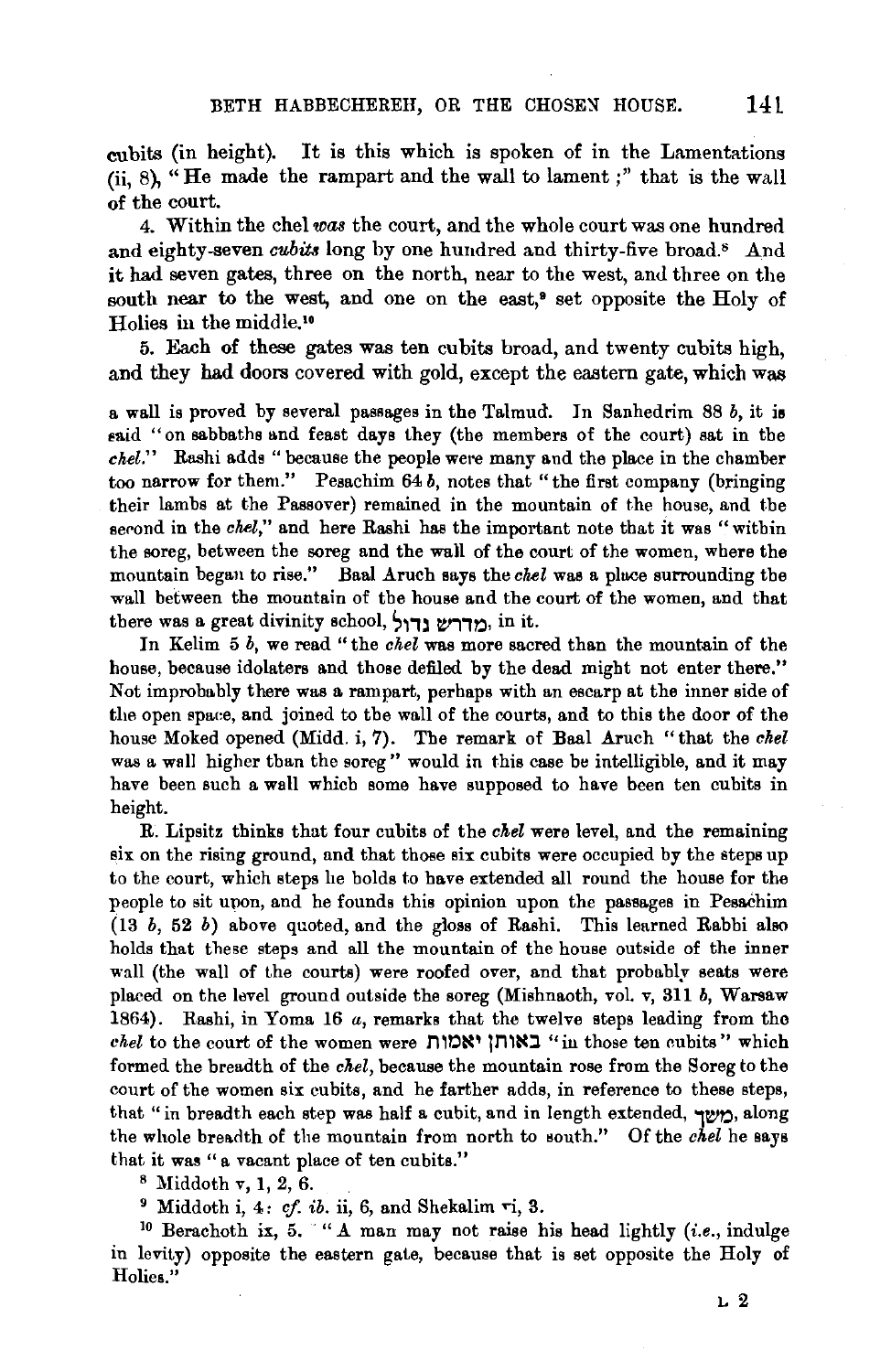cubits (in height). It is this which is spoken of in the Lamentations (ii, 8), "He made the rampart and the wall to lament;" that is the wall of the court.

4. Within the chel *was* the court, and the whole court was one hundred and eighty-seven *cubits* long by one hundred and thirty-five broad.[8] And it had seven gates, three on the north, near to the west, and three on the south near to the west, and one on the east,[9] set opposite the Holy of Holies in the middle.[10]

5. Each of these gates was ten cubits broad, and twenty cubits high, and they had doors covered with gold, except the eastern gate, which was

a wall is proved by several passages in the Talmud. In Sanhedrim 88 *b*, it is said "on sabbaths and feast days they (the members of the court) sat in the *chel*." Rashi adds "because the people were many and the place in the chamber too narrow for them." Pesachim 64 *b*, notes that "the first company (bringing their lambs at the Passover) remained in the mountain of the house, and the second in the *chel*," and here Rashi has the important note that it was "within the soreg, between the soreg and the wall of the court of the women, where the mountain began to rise." Baal Aruch says the *chel* was a place surrounding the wall between the mountain of the house and the court of the women, and that there was a great divinity school, מדרש גדול, in it.

In Kelim 5 *b*, we read "the *chel* was more sacred than the mountain of the house, because idolaters and those defiled by the dead might not enter there." Not improbably there was a rampart, perhaps with an escarp at the inner side of the open space, and joined to the wall of the courts, and to this the door of the house Moked opened (Midd. i, 7). The remark of Baal Aruch "that the *chel* was a wall higher than the soreg" would in this case be intelligible, and it may have been such a wall which some have supposed to have been ten cubits in height.

R. Lipsitz thinks that four cubits of the *chel* were level, and the remaining six on the rising ground, and that those six cubits were occupied by the steps up to the court, which steps he holds to have extended all round the house for the people to sit upon, and he founds this opinion upon the passages in Pesachim (13 *b*, 52 *b*) above quoted, and the gloss of Rashi. This learned Rabbi also holds that these steps and all the mountain of the house outside of the inner wall (the wall of the courts) were roofed over, and that probably seats were placed on the level ground outside the soreg (Mishnaoth, vol. v, 311 *b*, Warsaw 1864). Rashi, in Yoma 16 *a*, remarks that the twelve steps leading from the *chel* to the court of the women were באותן יאמות "in those ten cubits" which formed the breadth of the *chel*, because the mountain rose from the Soreg to the court of the women six cubits, and he farther adds, in reference to these steps, that "in breadth each step was half a cubit, and in length extended, משך, along the whole breadth of the mountain from north to south." Of the *chel* he says that it was "a vacant place of ten cubits."

[8] Middoth v, 1, 2, 6.

[9] Middoth i, 4: *cf. ib.* ii, 6, and Shekalim vi, 3.

[10] Berachoth ix, 5. "A man may not raise his head lightly (*i.e.*, indulge in levity) opposite the eastern gate, because that is set opposite the Holy of Holies."

L 2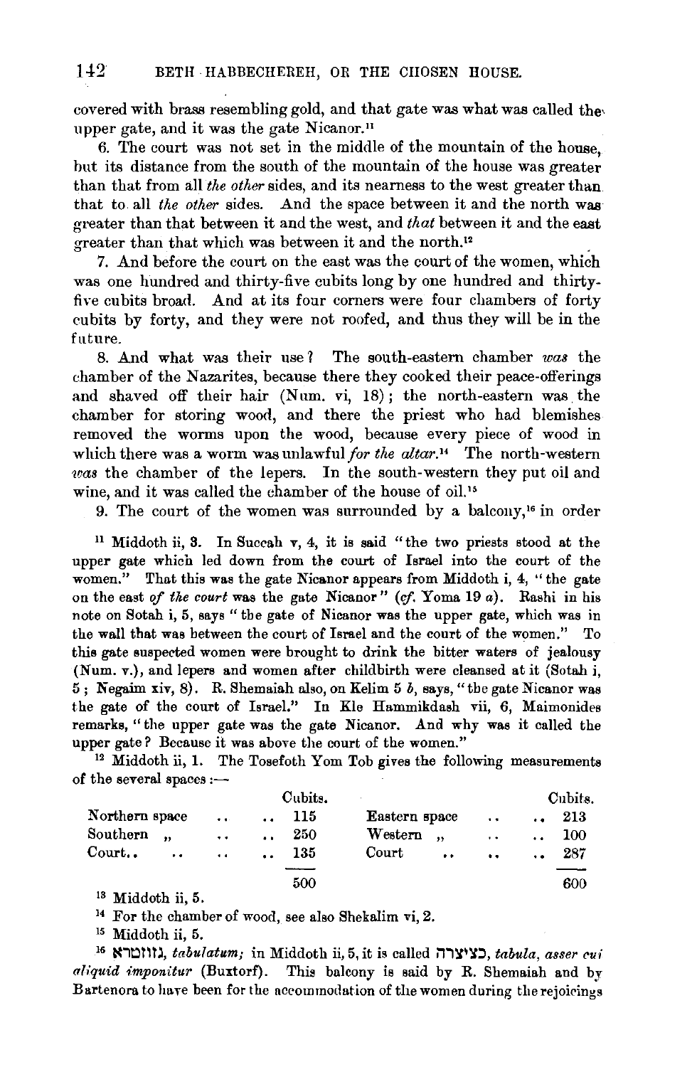covered with brass resembling gold, and that gate was what was called the upper gate, and it was the gate Nicanor.[11]

6. The court was not set in the middle of the mountain of the house, but its distance from the south of the mountain of the house was greater than that from all *the other* sides, and its nearness to the west greater than that to all *the other* sides. And the space between it and the north was greater than that between it and the west, and *that* between it and the east greater than that which was between it and the north.[12]

7. And before the court on the east was the court of the women, which was one hundred and thirty-five cubits long by one hundred and thirty-five cubits broad. And at its four corners were four chambers of forty cubits by forty, and they were not roofed, and thus they will be in the future.

8. And what was their use? The south-eastern chamber *was* the chamber of the Nazarites, because there they cooked their peace-offerings and shaved off their hair (Num. vi, 18); the north-eastern was the chamber for storing wood, and there the priest who had blemishes removed the worms upon the wood, because every piece of wood in which there was a worm was unlawful *for the altar*.[14] The north-western *was* the chamber of the lepers. In the south-western they put oil and wine, and it was called the chamber of the house of oil.[15]

9. The court of the women was surrounded by a balcony,[16] in order

---

[11] Middoth ii, 3. In Succah v, 4, it is said "the two priests stood at the upper gate which led down from the court of Israel into the court of the women." That this was the gate Nicanor appears from Middoth i, 4, "the gate on the east *of the court* was the gate Nicanor" (*cf.* Yoma 19 *a*). Rashi in his note on Sotah i, 5, says "the gate of Nicanor was the upper gate, which was in the wall that was between the court of Israel and the court of the women." To this gate suspected women were brought to drink the bitter waters of jealousy (Num. v.), and lepers and women after childbirth were cleansed at it (Sotah i, 5; Negaim xiv, 8). R. Shemaiah also, on Kelim 5 *b*, says, "the gate Nicanor was the gate of the court of Israel." In Kle Hammikdash vii, 6, Maimonides remarks, "the upper gate was the gate Nicanor. And why was it called the upper gate? Because it was above the court of the women."

[12] Middoth ii, 1. The Tosefoth Yom Tob gives the following measurements of the several spaces:—

| | Cubits. | | Cubits. |
|---|---|---|---|
| Northern space .. .. | 115 | Eastern space .. .. | 213 |
| Southern " .. .. | 250 | Western " .. .. | 100 |
| Court.. .. .. .. | 135 | Court .. .. .. | 287 |
| | 500 | | 600 |

[13] Middoth ii, 5.

[14] For the chamber of wood, see also Shekalim vi, 2.

[15] Middoth ii, 5.

[16] גזוזטרא, *tabulatum;* in Middoth ii, 5, it is called כציצרה, *tabula, asser cui aliquid imponitur* (Buxtorf). This balcony is said by R. Shemaiah and by Bartenora to have been for the accommodation of the women during the rejoicings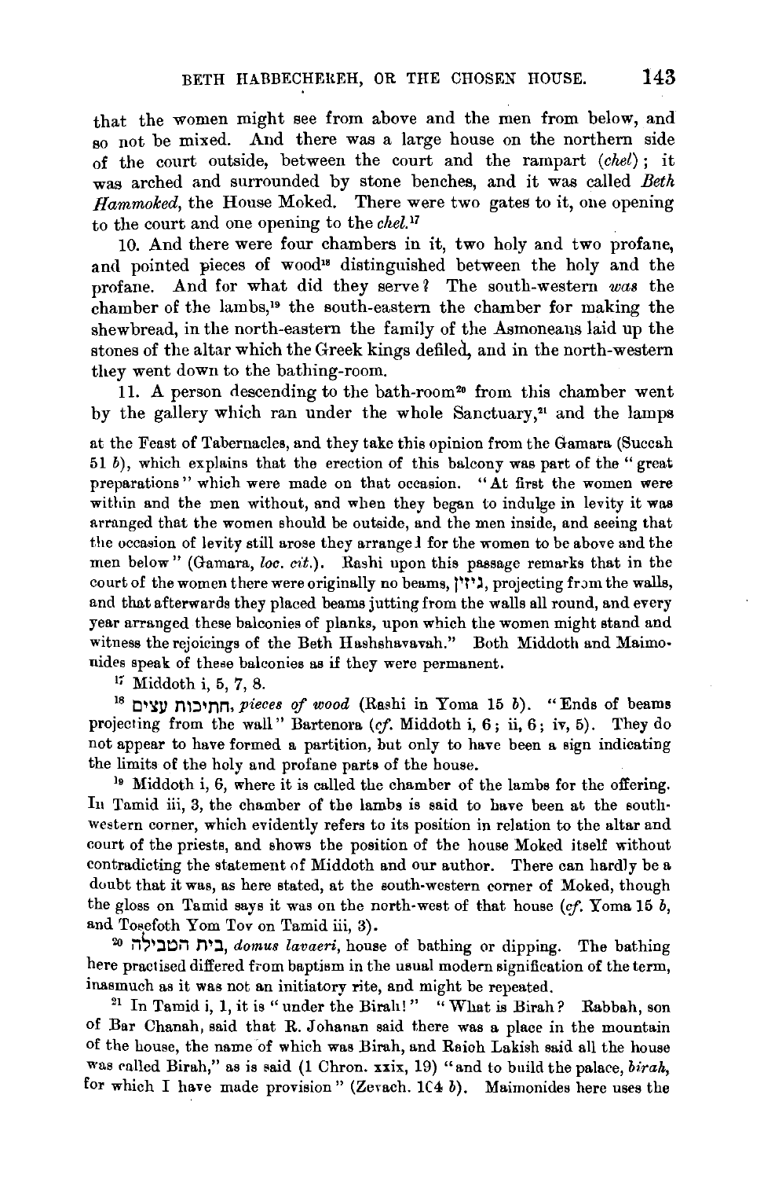that the women might see from above and the men from below, and so not be mixed. And there was a large house on the northern side of the court outside, between the court and the rampart (*chel*); it was arched and surrounded by stone benches, and it was called *Beth Hammoked*, the House Moked. There were two gates to it, one opening to the court and one opening to the *chel*.[17]

10. And there were four chambers in it, two holy and two profane, and pointed pieces of wood[18] distinguished between the holy and the profane. And for what did they serve? The south-western *was* the chamber of the lambs,[19] the south-eastern the chamber for making the shewbread, in the north-eastern the family of the Asmoneans laid up the stones of the altar which the Greek kings defiled, and in the north-western they went down to the bathing-room.

11. A person descending to the bath-room[20] from this chamber went by the gallery which ran under the whole Sanctuary,[21] and the lamps

at the Feast of Tabernacles, and they take this opinion from the Gamara (Succah 51 *b*), which explains that the erection of this balcony was part of the "great preparations" which were made on that occasion. "At first the women were within and the men without, and when they began to indulge in levity it was arranged that the women should be outside, and the men inside, and seeing that the occasion of levity still arose they arranged for the women to be above and the men below" (Gamara, *loc. cit.*). Rashi upon this passage remarks that in the court of the women there were originally no beams, גיזין, projecting from the walls, and that afterwards they placed beams jutting from the walls all round, and every year arranged these balconies of planks, upon which the women might stand and witness the rejoicings of the Beth Hashshavavah." Both Middoth and Maimonides speak of these balconies as if they were permanent.

[17] Middoth i, 5, 7, 8.

[18] חתיכות עצים, *pieces of wood* (Rashi in Yoma 15 *b*). "Ends of beams projecting from the wall" Bartenora (*cf.* Middoth i, 6; ii, 6; iv, 5). They do not appear to have formed a partition, but only to have been a sign indicating the limits of the holy and profane parts of the house.

[19] Middoth i, 6, where it is called the chamber of the lambs for the offering. In Tamid iii, 3, the chamber of the lambs is said to have been at the south-western corner, which evidently refers to its position in relation to the altar and court of the priests, and shows the position of the house Moked itself without contradicting the statement of Middoth and our author. There can hardly be a doubt that it was, as here stated, at the south-western corner of Moked, though the gloss on Tamid says it was on the north-west of that house (*cf.* Yoma 15 *b*, and Tosefoth Yom Tov on Tamid iii, 3).

[20] בית הטבילה, *domus lavaeri*, house of bathing or dipping. The bathing here practised differed from baptism in the usual modern signification of the term, inasmuch as it was not an initiatory rite, and might be repeated.

[21] In Tamid i, 1, it is "under the Birah!" "What is Birah? Rabbah, son of Bar Chanah, said that R. Johanan said there was a place in the mountain of the house, the name of which was Birah, and Raish Lakish said all the house was called Birah," as is said (1 Chron. xxix, 19) "and to build the palace, *birah*, for which I have made provision" (Zevach. 104 *b*). Maimonides here uses the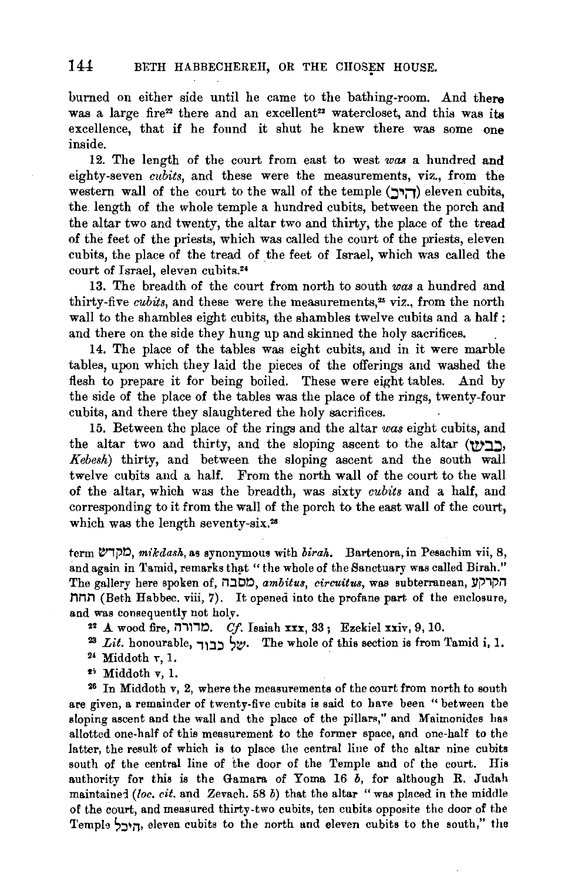burned on either side until he came to the bathing-room. And there was a large fire[22] there and an excellent[23] watercloset, and this was its excellence, that if he found it shut he knew there was some one inside.

12. The length of the court from east to west *was* a hundred and eighty-seven *cubits*, and these were the measurements, viz., from the western wall of the court to the wall of the temple (היכ) eleven cubits, the length of the whole temple a hundred cubits, between the porch and the altar two and twenty, the altar two and thirty, the place of the tread of the feet of the priests, which was called the court of the priests, eleven cubits, the place of the tread of the feet of Israel, which was called the court of Israel, eleven cubits.[24]

13. The breadth of the court from north to south *was* a hundred and thirty-five *cubits*, and these were the measurements,[25] viz., from the north wall to the shambles eight cubits, the shambles twelve cubits and a half: and there on the side they hung up and skinned the holy sacrifices.

14. The place of the tables was eight cubits, and in it were marble tables, upon which they laid the pieces of the offerings and washed the flesh to prepare it for being boiled. These were eight tables. And by the side of the place of the tables was the place of the rings, twenty-four cubits, and there they slaughtered the holy sacrifices.

15. Between the place of the rings and the altar *was* eight cubits, and the altar two and thirty, and the sloping ascent to the altar (כבש, *Kebesh*) thirty, and between the sloping ascent and the south wall twelve cubits and a half. From the north wall of the court to the wall of the altar, which was the breadth, was sixty *cubits* and a half, and corresponding to it from the wall of the porch to the east wall of the court, which was the length seventy-six.[26]

term מקדש, *mikdash*, as synonymous with *birah*. Bartenora, in Pesachim vii, 8, and again in Tamid, remarks that "the whole of the Sanctuary was called Birah." The gallery here spoken of, מסבה, *ambitus*, *circuitus*, was subterranean, הקרקע תחת (Beth Habbec. viii, 7). It opened into the profane part of the enclosure, and was consequently not holy.

[22] A wood fire, מדורה. *Cf.* Isaiah xxx, 33; Ezekiel xxiv, 9, 10.

[23] *Lit.* honourable, של כבוד. The whole of this section is from Tamid i, 1.

[24] Middoth v, 1.

[25] Middoth v, 1.

[26] In Middoth v, 2, where the measurements of the court from north to south are given, a remainder of twenty-five cubits is said to have been "between the sloping ascent and the wall and the place of the pillars," and Maimonides has allotted one-half of this measurement to the former space, and one-half to the latter, the result of which is to place the central line of the altar nine cubits south of the central line of the door of the Temple and of the court. His authority for this is the Gamara of Yoma 16 *b*, for although R. Judah maintained (*loc. cit.* and Zevach. 58 *b*) that the altar "was placed in the middle of the court, and measured thirty-two cubits, ten cubits opposite the door of the Temple היכל, eleven cubits to the north and eleven cubits to the south," the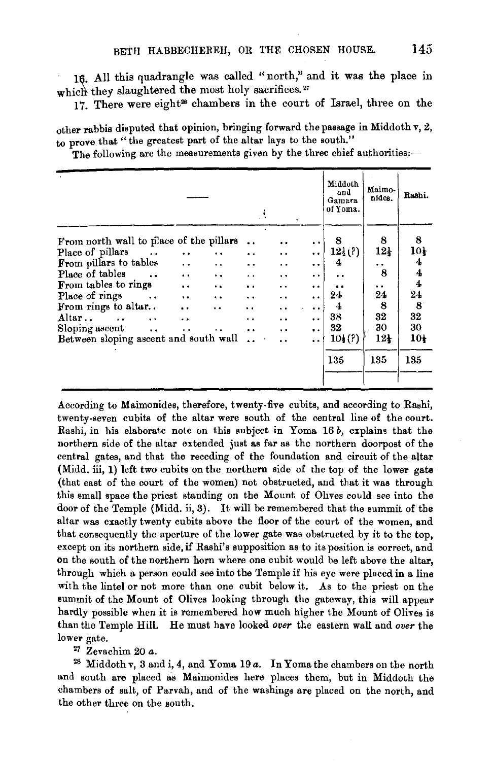16. All this quadrangle was called "north," and it was the place in which they slaughtered the most holy sacrifices.[27]

17. There were eight[28] chambers in the court of Israel, three on the

other rabbis disputed that opinion, bringing forward the passage in Middoth v, 2, to prove that "the greatest part of the altar lays to the south."

The following are the measurements given by the three chief authorities:—

| — | Middoth and Gamara of Yoma. | Maimonides. | Rashi. |
|---|---|---|---|
| From north wall to place of the pillars .. .. .. | 8 | 8 | 8 |
| Place of pillars .. .. .. .. .. .. | 12½ (?) | 12½ | 10½ |
| From pillars to tables .. .. .. .. .. | 4 | .. | 4 |
| Place of tables .. .. .. .. .. .. | .. | 8 | 4 |
| From tables to rings .. .. .. .. .. | .. | .. | 4 |
| Place of rings .. .. .. .. .. .. | 24 | 24 | 24 |
| From rings to altar.. .. .. .. .. .. | 4 | 8 | 8 |
| Altar.. .. .. .. .. .. .. | 38 | 32 | 32 |
| Sloping ascent .. .. .. .. .. .. | 32 | 30 | 30 |
| Between sloping ascent and south wall .. .. .. | 10½ (?) | 12½ | 10½ |
| | 135 | 135 | 135 |

According to Maimonides, therefore, twenty-five cubits, and according to Rashi, twenty-seven cubits of the altar were south of the central line of the court. Rashi, in his elaborate note on this subject in Yoma 16 *b*, explains that the northern side of the altar extended just as far as the northern doorpost of the central gates, and that the receding of the foundation and circuit of the altar (Midd. iii, 1) left two cubits on the northern side of the top of the lower gate (that east of the court of the women) not obstructed, and that it was through this small space the priest standing on the Mount of Olives could see into the door of the Temple (Midd. ii, 3). It will be remembered that the summit of the altar was exactly twenty cubits above the floor of the court of the women, and that consequently the aperture of the lower gate was obstructed by it to the top, except on its northern side, if Rashi's supposition as to its position is correct, and on the south of the northern horn where one cubit would be left above the altar, through which a person could see into the Temple if his eye were placed in a line with the lintel or not more than one cubit below it. As to the priest on the summit of the Mount of Olives looking through the gateway, this will appear hardly possible when it is remembered how much higher the Mount of Olives is than the Temple Hill. He must have looked *over* the eastern wall and *over* the lower gate.

[27] Zevachim 20 *a*.

[28] Middoth v, 3 and i, 4, and Yoma 19 *a*. In Yoma the chambers on the north and south are placed as Maimonides here places them, but in Middoth the chambers of salt, of Parvah, and of the washings are placed on the north, and the other three on the south.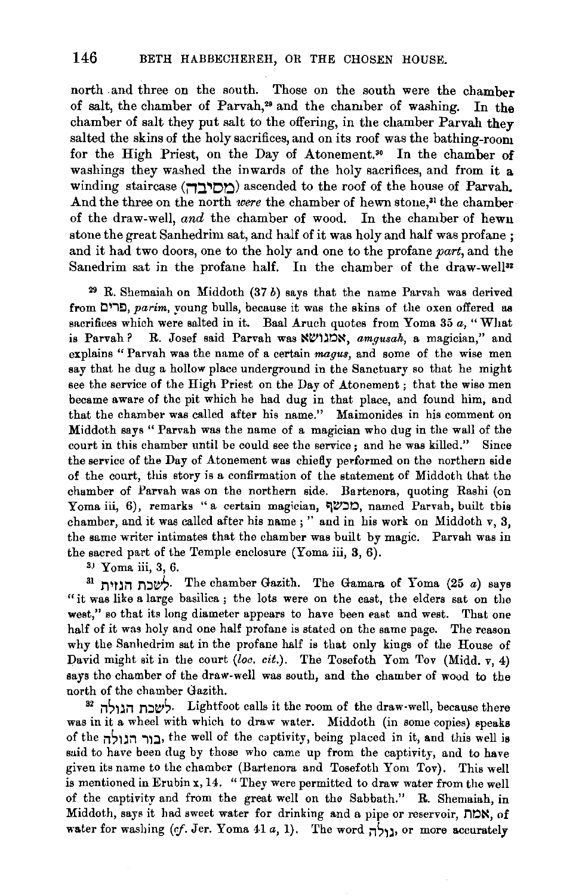north and three on the south. Those on the south were the chamber of salt, the chamber of Parvah,[29] and the chamber of washing. In the chamber of salt they put salt to the offering, in the chamber Parvah they salted the skins of the holy sacrifices, and on its roof was the bathing-room for the High Priest, on the Day of Atonement.[30] In the chamber of washings they washed the inwards of the holy sacrifices, and from it a winding staircase (מסיבה) ascended to the roof of the house of Parvah. And the three on the north *were* the chamber of hewn stone,[31] the chamber of the draw-well, *and* the chamber of wood. In the chamber of hewn stone the great Sanhedrim sat, and half of it was holy and half was profane; and it had two doors, one to the holy and one to the profane *part*, and the Sanedrim sat in the profane half. In the chamber of the draw-well[32]

[29] R. Shemaiah on Middoth (37 *b*) says that the name Parvah was derived from פרים, *parim*, young bulls, because it was the skins of the oxen offered as sacrifices which were salted in it. Baal Aruch quotes from Yoma 35 *a*, "What is Parvah? R. Josef said Parvah was אמגושא, *amgusah*, a magician," and explains "Parvah was the name of a certain *magus*, and some of the wise men say that he dug a hollow place underground in the Sanctuary so that he might see the service of the High Priest on the Day of Atonement; that the wise men became aware of the pit which he had dug in that place, and found him, and that the chamber was called after his name." Maimonides in his comment on Middoth says "Parvah was the name of a magician who dug in the wall of the court in this chamber until be could see the service; and he was killed." Since the service of the Day of Atonement was chiefly performed on the northern side of the court, this story is a confirmation of the statement of Middoth that the chamber of Parvah was on the northern side. Bartenora, quoting Rashi (on Yoma iii, 6), remarks "a certain magician, מכשף, named Parvah, built this chamber, and it was called after his name;" and in his work on Middoth v, 3, the same writer intimates that the chamber was built by magic. Parvah was in the sacred part of the Temple enclosure (Yoma iii, 3, 6).

[30] Yoma iii, 3, 6.

[31] לשכת הגזית. The chamber Gazith. The Gamara of Yoma (25 *a*) says "it was like a large basilica; the lots were on the east, the elders sat on the west," so that its long diameter appears to have been east and west. That one half of it was holy and one half profane is stated on the same page. The reason why the Sanhedrim sat in the profane half is that only kings of the House of David might sit in the court (*loc. cit.*). The Tosefoth Yom Tov (Midd. v, 4) says the chamber of the draw-well was south, and the chamber of wood to the north of the chamber Gazith.

[32] לשכת הגולה. Lightfoot calls it the room of the draw-well, because there was in it a wheel with which to draw water. Middoth (in some copies) speaks of the בור הגולה, the well of the captivity, being placed in it, and this well is said to have been dug by those who came up from the captivity, and to have given its name to the chamber (Bartenora and Tosefoth Yom Tov). This well is mentioned in Erubin x, 14. "They were permitted to draw water from the well of the captivity and from the great well on the Sabbath." R. Shemaiah, in Middoth, says it had sweet water for drinking and a pipe or reservoir, אמת, of water for washing (*cf.* Jer. Yoma 41 *a*, 1). The word גלה, or more accurately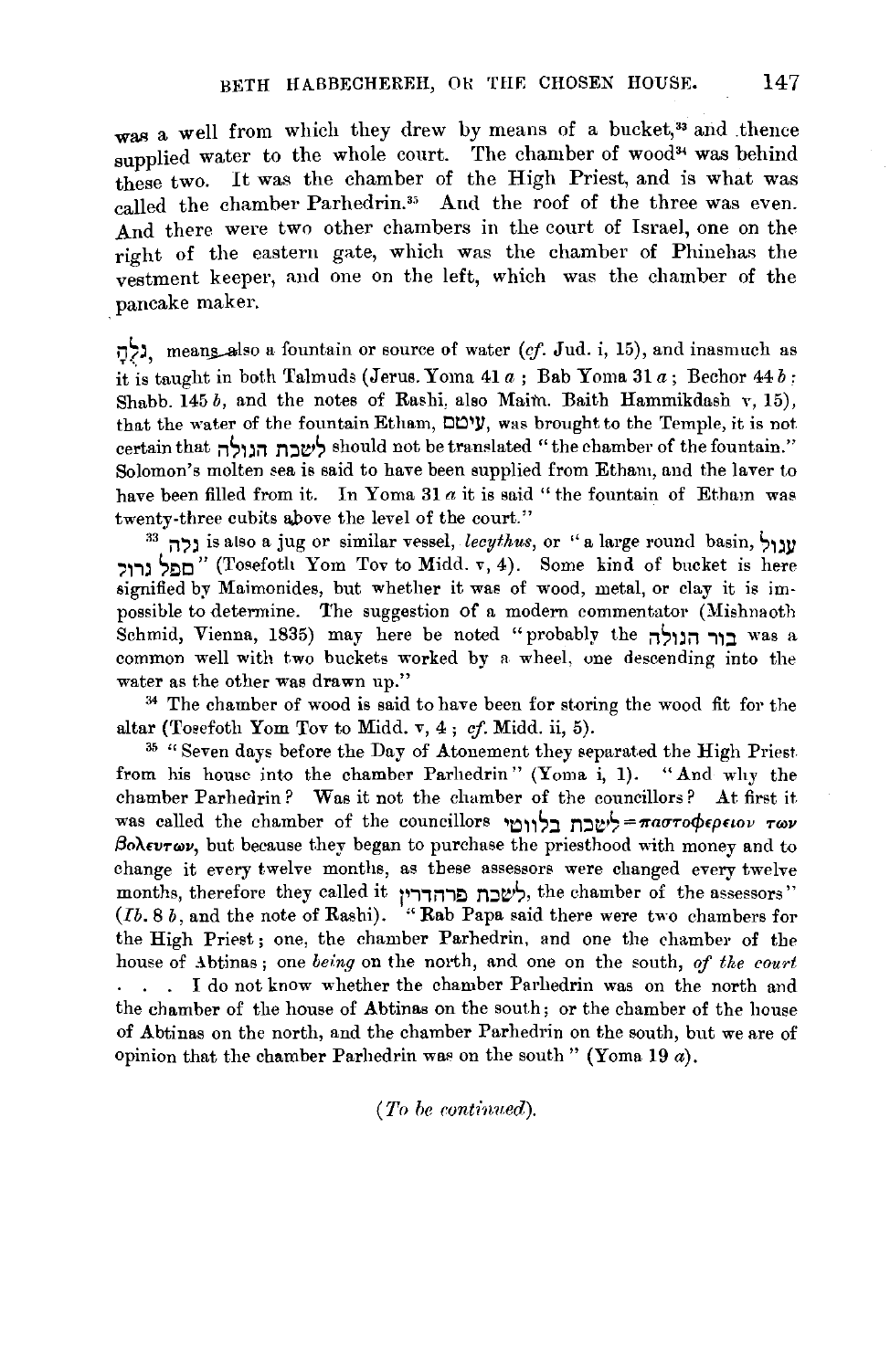was a well from which they drew by means of a bucket,[33] and thence supplied water to the whole court. The chamber of wood[34] was behind these two. It was the chamber of the High Priest, and is what was called the chamber Parhedrin.[35] And the roof of the three was even. And there were two other chambers in the court of Israel, one on the right of the eastern gate, which was the chamber of Phinehas the vestment keeper, and one on the left, which was the chamber of the pancake maker.

גֻּלָּה, means also a fountain or source of water (*cf.* Jud. i, 15), and inasmuch as it is taught in both Talmuds (Jerus. Yoma 41 *a*; Bab Yoma 31 *a*; Bechor 44 *b*: Shabb. 145 *b*, and the notes of Rashi, also Maim. Baith Hammikdash v, 15), that the water of the fountain Etham, עיטם, was brought to the Temple, it is not certain that לשכת הגולה should not be translated "the chamber of the fountain." Solomon's molten sea is said to have been supplied from Etham, and the laver to have been filled from it. In Yoma 31 *a* it is said "the fountain of Etham was twenty-three cubits above the level of the court."

[33] גלה is also a jug or similar vessel, *lecythus*, or "a large round basin, עגול ספל גרוף" (Tosefoth Yom Tov to Midd. v, 4). Some kind of bucket is here signified by Maimonides, but whether it was of wood, metal, or clay it is impossible to determine. The suggestion of a modern commentator (Mishnaoth Schmid, Vienna, 1835) may here be noted "probably the בור הגולה was a common well with two buckets worked by a wheel, one descending into the water as the other was drawn up."

[34] The chamber of wood is said to have been for storing the wood fit for the altar (Tosefoth Yom Tov to Midd. v, 4; *cf.* Midd. ii, 5).

[35] "Seven days before the Day of Atonement they separated the High Priest from his house into the chamber Parhedrin" (Yoma i, 1). "And why the chamber Parhedrin? Was it not the chamber of the councillors? At first it was called the chamber of the councillors לשכת בלווטי = παστοφέρειον τῶν βολευτῶν, but because they began to purchase the priesthood with money and to change it every twelve months, as these assessors were changed every twelve months, therefore they called it לשכת פרהדרין, the chamber of the assessors" (*Ib.* 8 *b*, and the note of Rashi). "Rab Papa said there were two chambers for the High Priest; one, the chamber Parhedrin, and one the chamber of the house of Abtinas; one *being* on the north, and one on the south, *of the court* . . . I do not know whether the chamber Parhedrin was on the north and the chamber of the house of Abtinas on the south; or the chamber of the house of Abtinas on the north, and the chamber Parhedrin on the south, but we are of opinion that the chamber Parhedrin was on the south" (Yoma 19 *a*).

(*To be continued*).